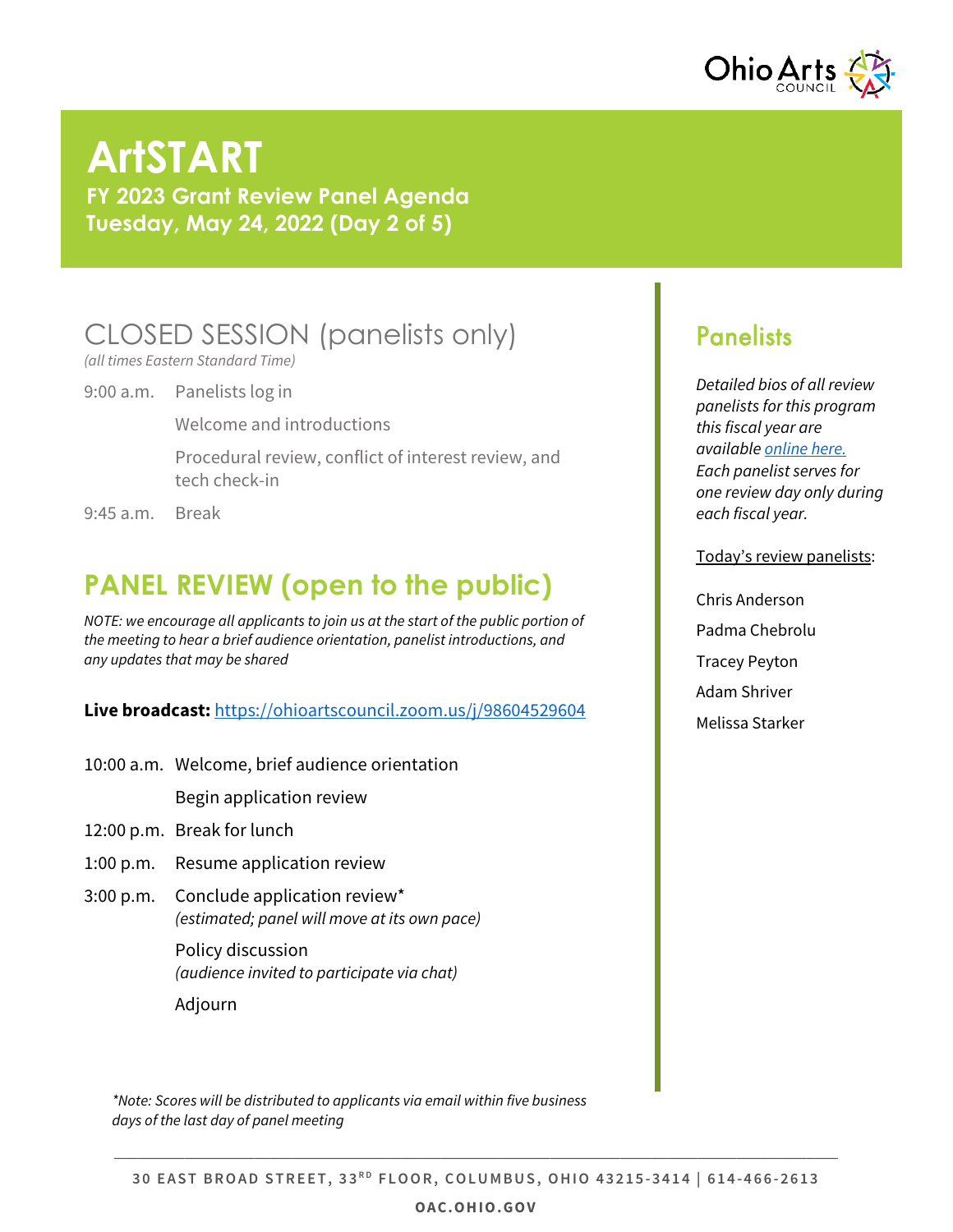# ArtSTART

**FY 2023 Grant Review Panel Agenda**
**Tuesday, May 24, 2022 (Day 2 of 5)**

## CLOSED SESSION (panelists only)

*(all times Eastern Standard Time)*

9:00 a.m. Panelists log in

Welcome and introductions

Procedural review, conflict of interest review, and tech check-in

9:45 a.m. Break

## PANEL REVIEW (open to the public)

*NOTE: we encourage all applicants to join us at the start of the public portion of the meeting to hear a brief audience orientation, panelist introductions, and any updates that may be shared*

**Live broadcast:** https://ohioartscouncil.zoom.us/j/98604529604

10:00 a.m. Welcome, brief audience orientation

Begin application review

12:00 p.m. Break for lunch

1:00 p.m. Resume application review

3:00 p.m. Conclude application review*
*(estimated; panel will move at its own pace)*

Policy discussion
*(audience invited to participate via chat)*

Adjourn

*\*Note: Scores will be distributed to applicants via email within five business days of the last day of panel meeting*

## Panelists

*Detailed bios of all review panelists for this program this fiscal year are available online here. Each panelist serves for one review day only during each fiscal year.*

Today's review panelists:

Chris Anderson

Padma Chebrolu

Tracey Peyton

Adam Shriver

Melissa Starker

30 EAST BROAD STREET, 33RD FLOOR, COLUMBUS, OHIO 43215-3414 | 614-466-2613

OAC.OHIO.GOV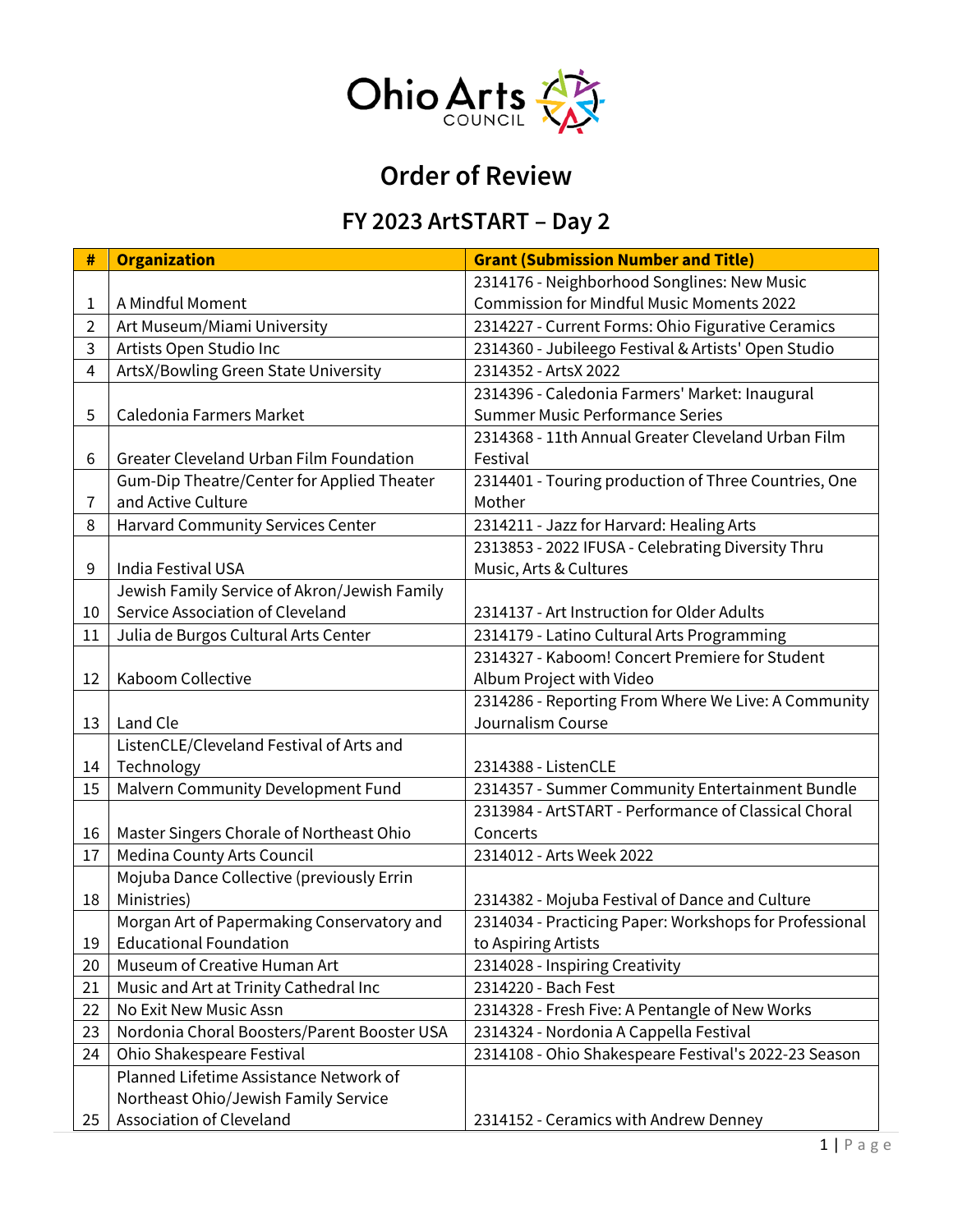# Order of Review

## FY 2023 ArtSTART – Day 2

| # | Organization | Grant (Submission Number and Title) |
|---|---|---|
| 1 | A Mindful Moment | 2314176 - Neighborhood Songlines: New Music Commission for Mindful Music Moments 2022 |
| 2 | Art Museum/Miami University | 2314227 - Current Forms: Ohio Figurative Ceramics |
| 3 | Artists Open Studio Inc | 2314360 - Jubileego Festival & Artists' Open Studio |
| 4 | ArtsX/Bowling Green State University | 2314352 - ArtsX 2022 |
| 5 | Caledonia Farmers Market | 2314396 - Caledonia Farmers' Market: Inaugural Summer Music Performance Series |
| 6 | Greater Cleveland Urban Film Foundation | 2314368 - 11th Annual Greater Cleveland Urban Film Festival |
| 7 | Gum-Dip Theatre/Center for Applied Theater and Active Culture | 2314401 - Touring production of Three Countries, One Mother |
| 8 | Harvard Community Services Center | 2314211 - Jazz for Harvard: Healing Arts |
| 9 | India Festival USA | 2313853 - 2022 IFUSA - Celebrating Diversity Thru Music, Arts & Cultures |
| 10 | Jewish Family Service of Akron/Jewish Family Service Association of Cleveland | 2314137 - Art Instruction for Older Adults |
| 11 | Julia de Burgos Cultural Arts Center | 2314179 - Latino Cultural Arts Programming |
| 12 | Kaboom Collective | 2314327 - Kaboom! Concert Premiere for Student Album Project with Video |
| 13 | Land Cle | 2314286 - Reporting From Where We Live: A Community Journalism Course |
| 14 | ListenCLE/Cleveland Festival of Arts and Technology | 2314388 - ListenCLE |
| 15 | Malvern Community Development Fund | 2314357 - Summer Community Entertainment Bundle |
| 16 | Master Singers Chorale of Northeast Ohio | 2313984 - ArtSTART - Performance of Classical Choral Concerts |
| 17 | Medina County Arts Council | 2314012 - Arts Week 2022 |
| 18 | Mojuba Dance Collective (previously Errin Ministries) | 2314382 - Mojuba Festival of Dance and Culture |
| 19 | Morgan Art of Papermaking Conservatory and Educational Foundation | 2314034 - Practicing Paper: Workshops for Professional to Aspiring Artists |
| 20 | Museum of Creative Human Art | 2314028 - Inspiring Creativity |
| 21 | Music and Art at Trinity Cathedral Inc | 2314220 - Bach Fest |
| 22 | No Exit New Music Assn | 2314328 - Fresh Five: A Pentangle of New Works |
| 23 | Nordonia Choral Boosters/Parent Booster USA | 2314324 - Nordonia A Cappella Festival |
| 24 | Ohio Shakespeare Festival | 2314108 - Ohio Shakespeare Festival's 2022-23 Season |
| 25 | Planned Lifetime Assistance Network of Northeast Ohio/Jewish Family Service Association of Cleveland | 2314152 - Ceramics with Andrew Denney |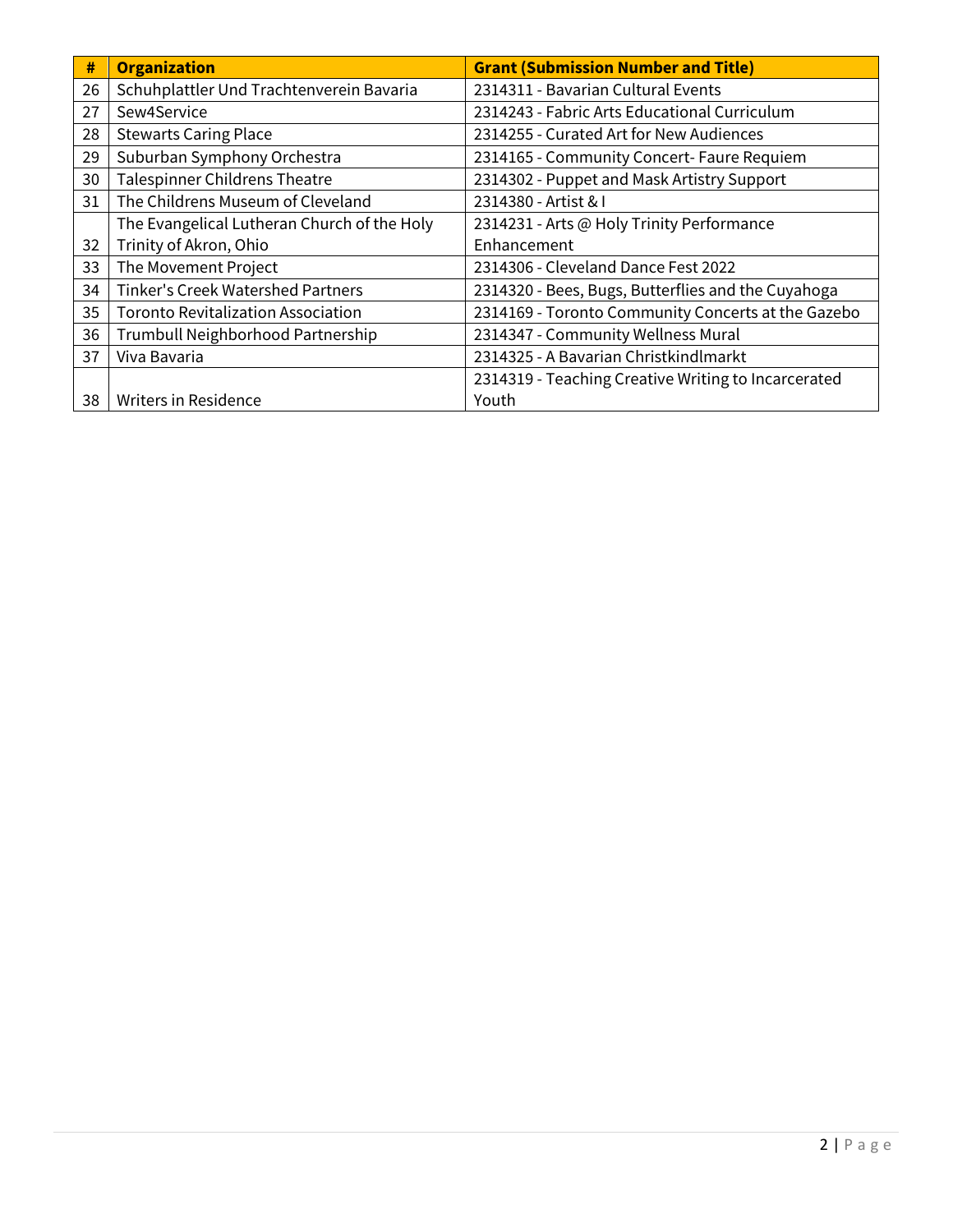| # | Organization | Grant (Submission Number and Title) |
|---|---|---|
| 26 | Schuhplattler Und Trachtenverein Bavaria | 2314311 - Bavarian Cultural Events |
| 27 | Sew4Service | 2314243 - Fabric Arts Educational Curriculum |
| 28 | Stewarts Caring Place | 2314255 - Curated Art for New Audiences |
| 29 | Suburban Symphony Orchestra | 2314165 - Community Concert- Faure Requiem |
| 30 | Talespinner Childrens Theatre | 2314302 - Puppet and Mask Artistry Support |
| 31 | The Childrens Museum of Cleveland | 2314380 - Artist & I |
| 32 | The Evangelical Lutheran Church of the Holy Trinity of Akron, Ohio | 2314231 - Arts @ Holy Trinity Performance Enhancement |
| 33 | The Movement Project | 2314306 - Cleveland Dance Fest 2022 |
| 34 | Tinker's Creek Watershed Partners | 2314320 - Bees, Bugs, Butterflies and the Cuyahoga |
| 35 | Toronto Revitalization Association | 2314169 - Toronto Community Concerts at the Gazebo |
| 36 | Trumbull Neighborhood Partnership | 2314347 - Community Wellness Mural |
| 37 | Viva Bavaria | 2314325 - A Bavarian Christkindlmarkt |
| 38 | Writers in Residence | 2314319 - Teaching Creative Writing to Incarcerated Youth |